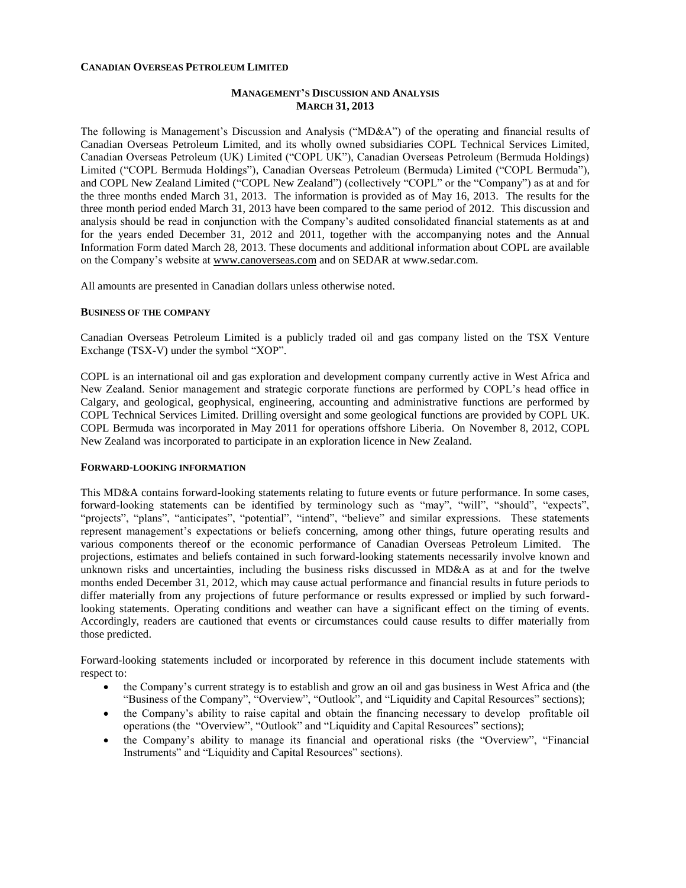**CANADIAN OVERSEAS PETROLEUM LIMITED**

**MANAGEMENT'S DISCUSSION AND ANALYSIS**
**MARCH 31, 2013**

The following is Management's Discussion and Analysis ("MD&A") of the operating and financial results of Canadian Overseas Petroleum Limited, and its wholly owned subsidiaries COPL Technical Services Limited, Canadian Overseas Petroleum (UK) Limited ("COPL UK"), Canadian Overseas Petroleum (Bermuda Holdings) Limited ("COPL Bermuda Holdings"), Canadian Overseas Petroleum (Bermuda) Limited ("COPL Bermuda"), and COPL New Zealand Limited ("COPL New Zealand") (collectively "COPL" or the "Company") as at and for the three months ended March 31, 2013. The information is provided as of May 16, 2013. The results for the three month period ended March 31, 2013 have been compared to the same period of 2012. This discussion and analysis should be read in conjunction with the Company's audited consolidated financial statements as at and for the years ended December 31, 2012 and 2011, together with the accompanying notes and the Annual Information Form dated March 28, 2013. These documents and additional information about COPL are available on the Company's website at www.canoverseas.com and on SEDAR at www.sedar.com.

All amounts are presented in Canadian dollars unless otherwise noted.

**BUSINESS OF THE COMPANY**

Canadian Overseas Petroleum Limited is a publicly traded oil and gas company listed on the TSX Venture Exchange (TSX-V) under the symbol "XOP".

COPL is an international oil and gas exploration and development company currently active in West Africa and New Zealand. Senior management and strategic corporate functions are performed by COPL's head office in Calgary, and geological, geophysical, engineering, accounting and administrative functions are performed by COPL Technical Services Limited. Drilling oversight and some geological functions are provided by COPL UK. COPL Bermuda was incorporated in May 2011 for operations offshore Liberia. On November 8, 2012, COPL New Zealand was incorporated to participate in an exploration licence in New Zealand.

**FORWARD-LOOKING INFORMATION**

This MD&A contains forward-looking statements relating to future events or future performance. In some cases, forward-looking statements can be identified by terminology such as "may", "will", "should", "expects", "projects", "plans", "anticipates", "potential", "intend", "believe" and similar expressions. These statements represent management's expectations or beliefs concerning, among other things, future operating results and various components thereof or the economic performance of Canadian Overseas Petroleum Limited. The projections, estimates and beliefs contained in such forward-looking statements necessarily involve known and unknown risks and uncertainties, including the business risks discussed in MD&A as at and for the twelve months ended December 31, 2012, which may cause actual performance and financial results in future periods to differ materially from any projections of future performance or results expressed or implied by such forward-looking statements. Operating conditions and weather can have a significant effect on the timing of events. Accordingly, readers are cautioned that events or circumstances could cause results to differ materially from those predicted.

Forward-looking statements included or incorporated by reference in this document include statements with respect to:

- the Company's current strategy is to establish and grow an oil and gas business in West Africa and (the "Business of the Company", "Overview", "Outlook", and "Liquidity and Capital Resources" sections);
- the Company's ability to raise capital and obtain the financing necessary to develop profitable oil operations (the "Overview", "Outlook" and "Liquidity and Capital Resources" sections);
- the Company's ability to manage its financial and operational risks (the "Overview", "Financial Instruments" and "Liquidity and Capital Resources" sections).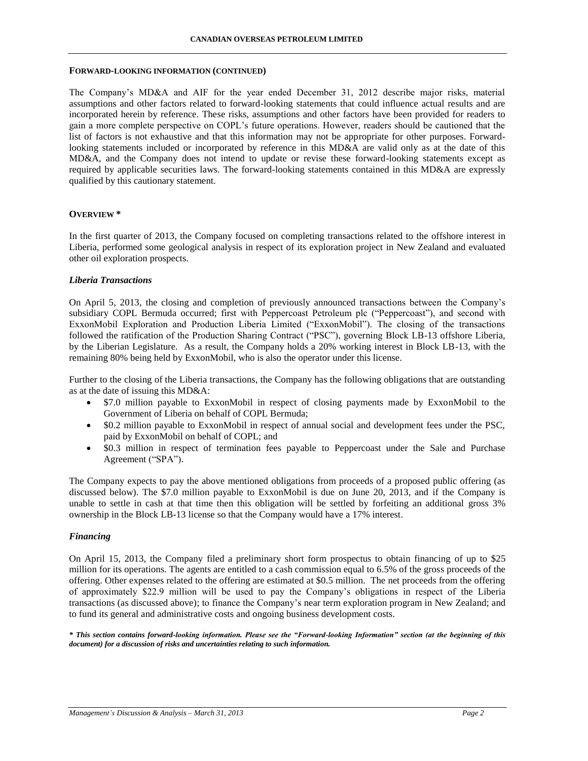**FORWARD-LOOKING INFORMATION (CONTINUED)**

The Company's MD&A and AIF for the year ended December 31, 2012 describe major risks, material assumptions and other factors related to forward-looking statements that could influence actual results and are incorporated herein by reference. These risks, assumptions and other factors have been provided for readers to gain a more complete perspective on COPL's future operations. However, readers should be cautioned that the list of factors is not exhaustive and that this information may not be appropriate for other purposes. Forward-looking statements included or incorporated by reference in this MD&A are valid only as at the date of this MD&A, and the Company does not intend to update or revise these forward-looking statements except as required by applicable securities laws. The forward-looking statements contained in this MD&A are expressly qualified by this cautionary statement.

**OVERVIEW ***

In the first quarter of 2013, the Company focused on completing transactions related to the offshore interest in Liberia, performed some geological analysis in respect of its exploration project in New Zealand and evaluated other oil exploration prospects.

***Liberia Transactions***

On April 5, 2013, the closing and completion of previously announced transactions between the Company's subsidiary COPL Bermuda occurred; first with Peppercoast Petroleum plc ("Peppercoast"), and second with ExxonMobil Exploration and Production Liberia Limited ("ExxonMobil"). The closing of the transactions followed the ratification of the Production Sharing Contract ("PSC"), governing Block LB-13 offshore Liberia, by the Liberian Legislature. As a result, the Company holds a 20% working interest in Block LB-13, with the remaining 80% being held by ExxonMobil, who is also the operator under this license.

Further to the closing of the Liberia transactions, the Company has the following obligations that are outstanding as at the date of issuing this MD&A:

- $7.0 million payable to ExxonMobil in respect of closing payments made by ExxonMobil to the Government of Liberia on behalf of COPL Bermuda;
- $0.2 million payable to ExxonMobil in respect of annual social and development fees under the PSC, paid by ExxonMobil on behalf of COPL; and
- $0.3 million in respect of termination fees payable to Peppercoast under the Sale and Purchase Agreement ("SPA").

The Company expects to pay the above mentioned obligations from proceeds of a proposed public offering (as discussed below). The $7.0 million payable to ExxonMobil is due on June 20, 2013, and if the Company is unable to settle in cash at that time then this obligation will be settled by forfeiting an additional gross 3% ownership in the Block LB-13 license so that the Company would have a 17% interest.

***Financing***

On April 15, 2013, the Company filed a preliminary short form prospectus to obtain financing of up to $25 million for its operations. The agents are entitled to a cash commission equal to 6.5% of the gross proceeds of the offering. Other expenses related to the offering are estimated at $0.5 million. The net proceeds from the offering of approximately $22.9 million will be used to pay the Company's obligations in respect of the Liberia transactions (as discussed above); to finance the Company's near term exploration program in New Zealand; and to fund its general and administrative costs and ongoing business development costs.

***\* This section contains forward-looking information. Please see the "Forward-looking Information" section (at the beginning of this document) for a discussion of risks and uncertainties relating to such information.***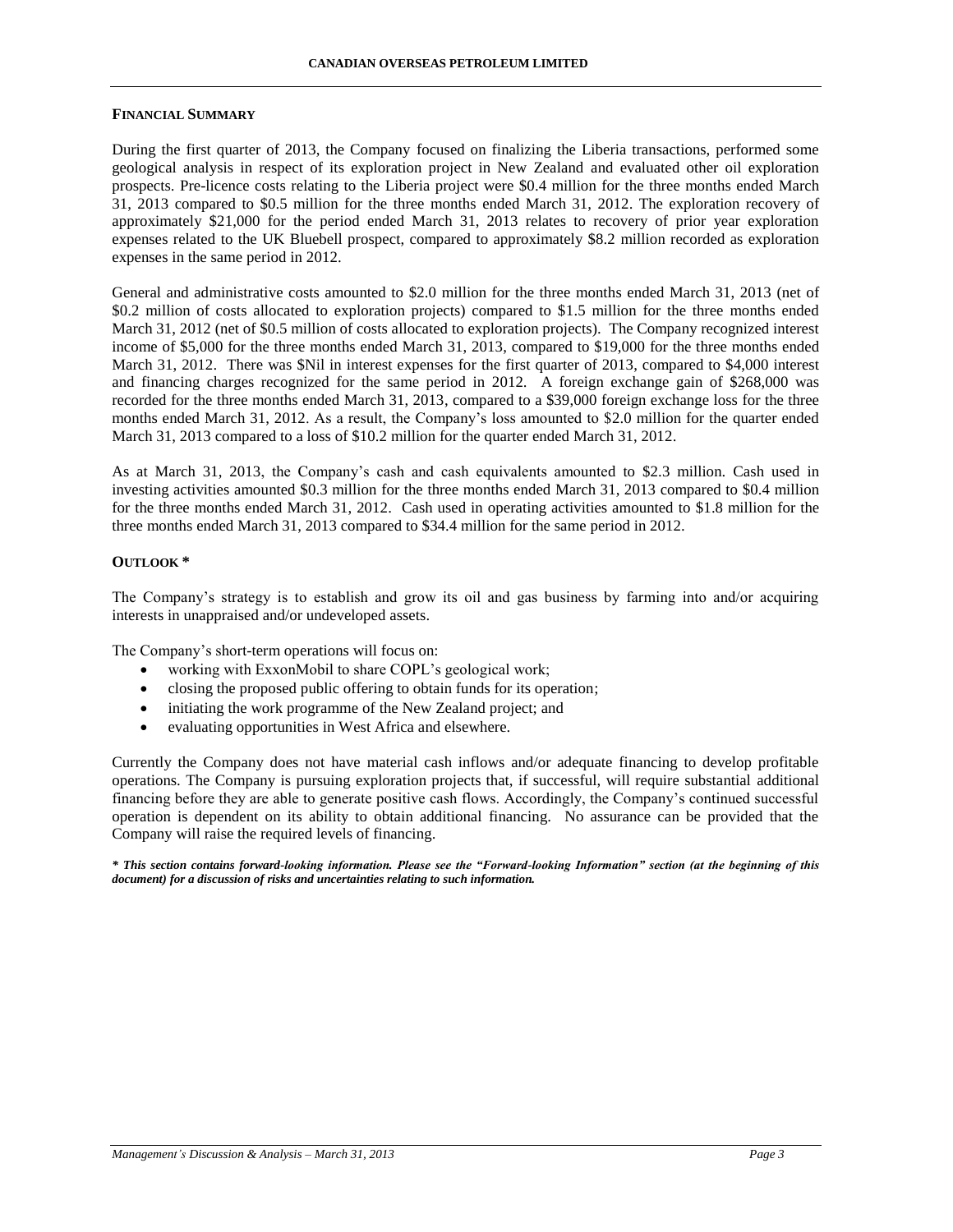## FINANCIAL SUMMARY

During the first quarter of 2013, the Company focused on finalizing the Liberia transactions, performed some geological analysis in respect of its exploration project in New Zealand and evaluated other oil exploration prospects. Pre-licence costs relating to the Liberia project were $0.4 million for the three months ended March 31, 2013 compared to $0.5 million for the three months ended March 31, 2012. The exploration recovery of approximately $21,000 for the period ended March 31, 2013 relates to recovery of prior year exploration expenses related to the UK Bluebell prospect, compared to approximately $8.2 million recorded as exploration expenses in the same period in 2012.

General and administrative costs amounted to $2.0 million for the three months ended March 31, 2013 (net of $0.2 million of costs allocated to exploration projects) compared to $1.5 million for the three months ended March 31, 2012 (net of $0.5 million of costs allocated to exploration projects). The Company recognized interest income of $5,000 for the three months ended March 31, 2013, compared to $19,000 for the three months ended March 31, 2012. There was $Nil in interest expenses for the first quarter of 2013, compared to $4,000 interest and financing charges recognized for the same period in 2012. A foreign exchange gain of $268,000 was recorded for the three months ended March 31, 2013, compared to a $39,000 foreign exchange loss for the three months ended March 31, 2012. As a result, the Company's loss amounted to $2.0 million for the quarter ended March 31, 2013 compared to a loss of $10.2 million for the quarter ended March 31, 2012.

As at March 31, 2013, the Company's cash and cash equivalents amounted to $2.3 million. Cash used in investing activities amounted $0.3 million for the three months ended March 31, 2013 compared to $0.4 million for the three months ended March 31, 2012. Cash used in operating activities amounted to $1.8 million for the three months ended March 31, 2013 compared to $34.4 million for the same period in 2012.

## OUTLOOK *

The Company's strategy is to establish and grow its oil and gas business by farming into and/or acquiring interests in unappraised and/or undeveloped assets.

The Company's short-term operations will focus on:

- working with ExxonMobil to share COPL's geological work;
- closing the proposed public offering to obtain funds for its operation;
- initiating the work programme of the New Zealand project; and
- evaluating opportunities in West Africa and elsewhere.

Currently the Company does not have material cash inflows and/or adequate financing to develop profitable operations. The Company is pursuing exploration projects that, if successful, will require substantial additional financing before they are able to generate positive cash flows. Accordingly, the Company's continued successful operation is dependent on its ability to obtain additional financing. No assurance can be provided that the Company will raise the required levels of financing.

***\* This section contains forward-looking information. Please see the "Forward-looking Information" section (at the beginning of this document) for a discussion of risks and uncertainties relating to such information.***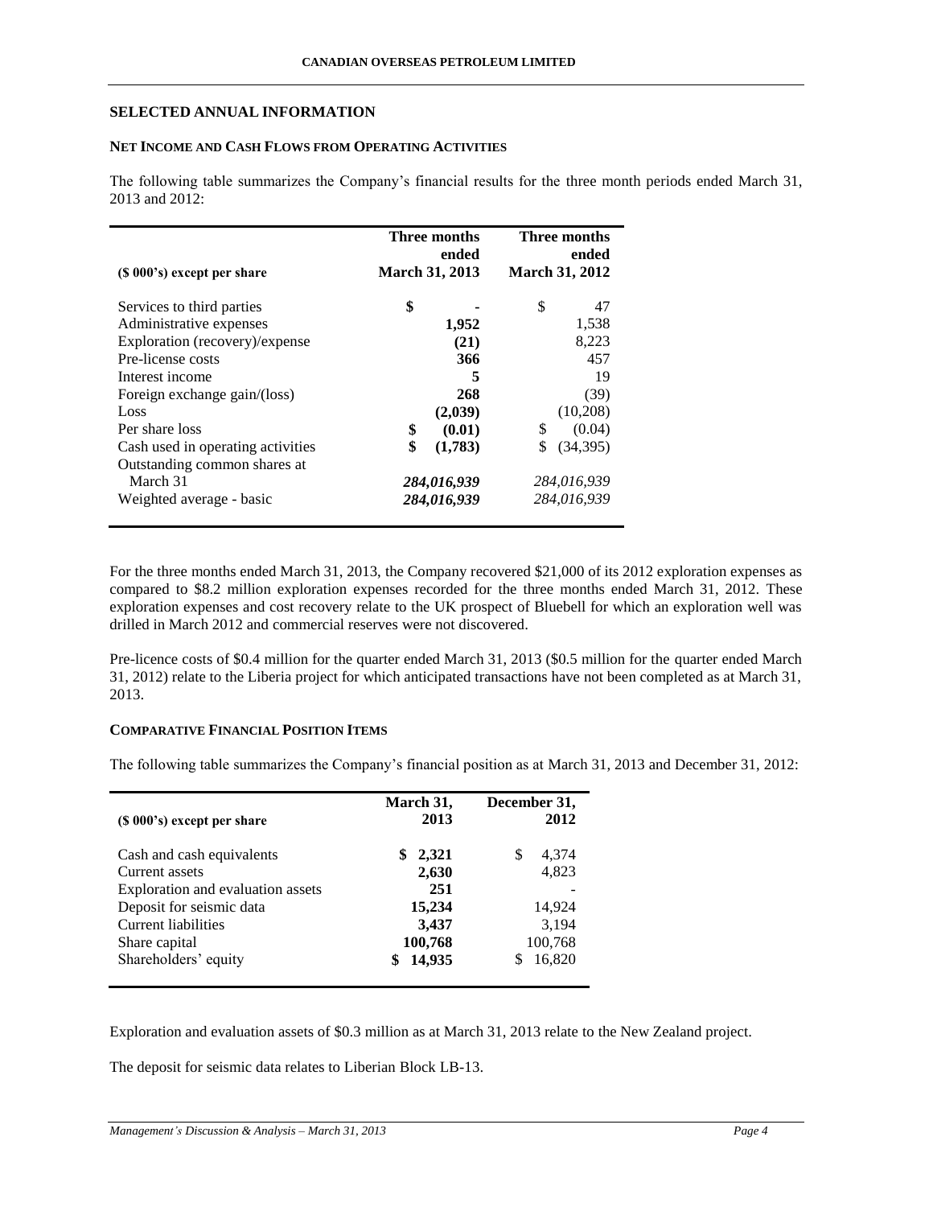## SELECTED ANNUAL INFORMATION

### NET INCOME AND CASH FLOWS FROM OPERATING ACTIVITIES

The following table summarizes the Company's financial results for the three month periods ended March 31, 2013 and 2012:

| ($ 000's) except per share | Three months ended March 31, 2013 | Three months ended March 31, 2012 |
|---|---|---|
| Services to third parties | **$ -** | $ 47 |
| Administrative expenses | **1,952** | 1,538 |
| Exploration (recovery)/expense | **(21)** | 8,223 |
| Pre-license costs | **366** | 457 |
| Interest income | **5** | 19 |
| Foreign exchange gain/(loss) | **268** | (39) |
| Loss | **(2,039)** | (10,208) |
| Per share loss | **$ (0.01)** | $ (0.04) |
| Cash used in operating activities | **$ (1,783)** | $ (34,395) |
| Outstanding common shares at March 31 | ***284,016,939*** | *284,016,939* |
| Weighted average - basic | ***284,016,939*** | *284,016,939* |

For the three months ended March 31, 2013, the Company recovered $21,000 of its 2012 exploration expenses as compared to $8.2 million exploration expenses recorded for the three months ended March 31, 2012. These exploration expenses and cost recovery relate to the UK prospect of Bluebell for which an exploration well was drilled in March 2012 and commercial reserves were not discovered.

Pre-licence costs of $0.4 million for the quarter ended March 31, 2013 ($0.5 million for the quarter ended March 31, 2012) relate to the Liberia project for which anticipated transactions have not been completed as at March 31, 2013.

### COMPARATIVE FINANCIAL POSITION ITEMS

The following table summarizes the Company's financial position as at March 31, 2013 and December 31, 2012:

| ($ 000's) except per share | March 31, 2013 | December 31, 2012 |
|---|---|---|
| Cash and cash equivalents | **$ 2,321** | $ 4,374 |
| Current assets | **2,630** | 4,823 |
| Exploration and evaluation assets | **251** | - |
| Deposit for seismic data | **15,234** | 14,924 |
| Current liabilities | **3,437** | 3,194 |
| Share capital | **100,768** | 100,768 |
| Shareholders' equity | **$ 14,935** | $ 16,820 |

Exploration and evaluation assets of $0.3 million as at March 31, 2013 relate to the New Zealand project.

The deposit for seismic data relates to Liberian Block LB-13.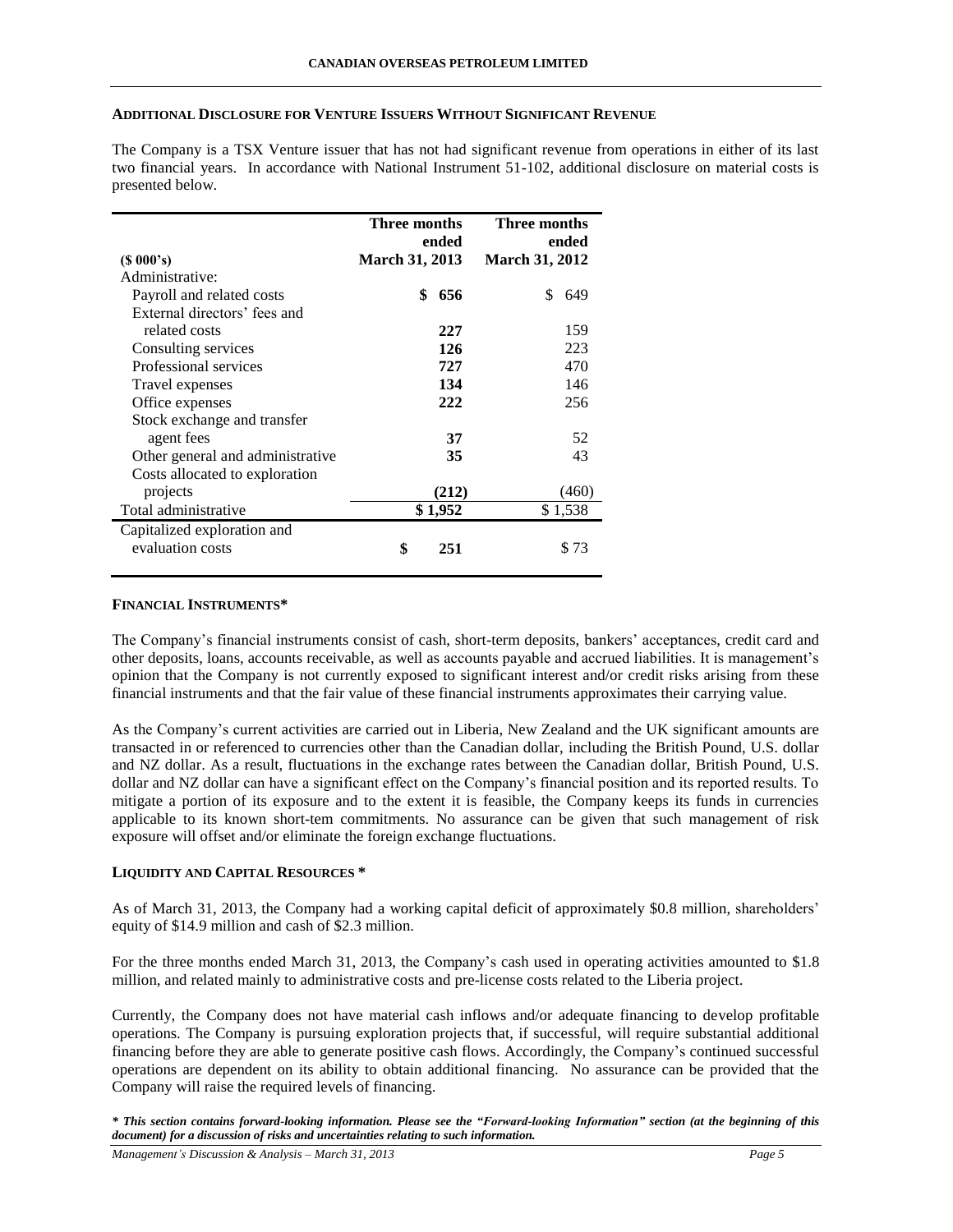## ADDITIONAL DISCLOSURE FOR VENTURE ISSUERS WITHOUT SIGNIFICANT REVENUE

The Company is a TSX Venture issuer that has not had significant revenue from operations in either of its last two financial years. In accordance with National Instrument 51-102, additional disclosure on material costs is presented below.

| ($ 000's) | Three months ended March 31, 2013 | Three months ended March 31, 2012 |
|---|---|---|
| Administrative: | | |
| Payroll and related costs | **$ 656** | $ 649 |
| External directors' fees and related costs | **227** | 159 |
| Consulting services | **126** | 223 |
| Professional services | **727** | 470 |
| Travel expenses | **134** | 146 |
| Office expenses | **222** | 256 |
| Stock exchange and transfer agent fees | **37** | 52 |
| Other general and administrative | **35** | 43 |
| Costs allocated to exploration projects | **(212)** | (460) |
| Total administrative | **$ 1,952** | $ 1,538 |
| Capitalized exploration and evaluation costs | **$ 251** | $ 73 |

## FINANCIAL INSTRUMENTS*

The Company's financial instruments consist of cash, short-term deposits, bankers' acceptances, credit card and other deposits, loans, accounts receivable, as well as accounts payable and accrued liabilities. It is management's opinion that the Company is not currently exposed to significant interest and/or credit risks arising from these financial instruments and that the fair value of these financial instruments approximates their carrying value.

As the Company's current activities are carried out in Liberia, New Zealand and the UK significant amounts are transacted in or referenced to currencies other than the Canadian dollar, including the British Pound, U.S. dollar and NZ dollar. As a result, fluctuations in the exchange rates between the Canadian dollar, British Pound, U.S. dollar and NZ dollar can have a significant effect on the Company's financial position and its reported results. To mitigate a portion of its exposure and to the extent it is feasible, the Company keeps its funds in currencies applicable to its known short-tem commitments. No assurance can be given that such management of risk exposure will offset and/or eliminate the foreign exchange fluctuations.

## LIQUIDITY AND CAPITAL RESOURCES *

As of March 31, 2013, the Company had a working capital deficit of approximately $0.8 million, shareholders' equity of $14.9 million and cash of $2.3 million.

For the three months ended March 31, 2013, the Company's cash used in operating activities amounted to $1.8 million, and related mainly to administrative costs and pre-license costs related to the Liberia project.

Currently, the Company does not have material cash inflows and/or adequate financing to develop profitable operations. The Company is pursuing exploration projects that, if successful, will require substantial additional financing before they are able to generate positive cash flows. Accordingly, the Company's continued successful operations are dependent on its ability to obtain additional financing. No assurance can be provided that the Company will raise the required levels of financing.

***\* This section contains forward-looking information. Please see the "Forward-looking Information" section (at the beginning of this document) for a discussion of risks and uncertainties relating to such information.***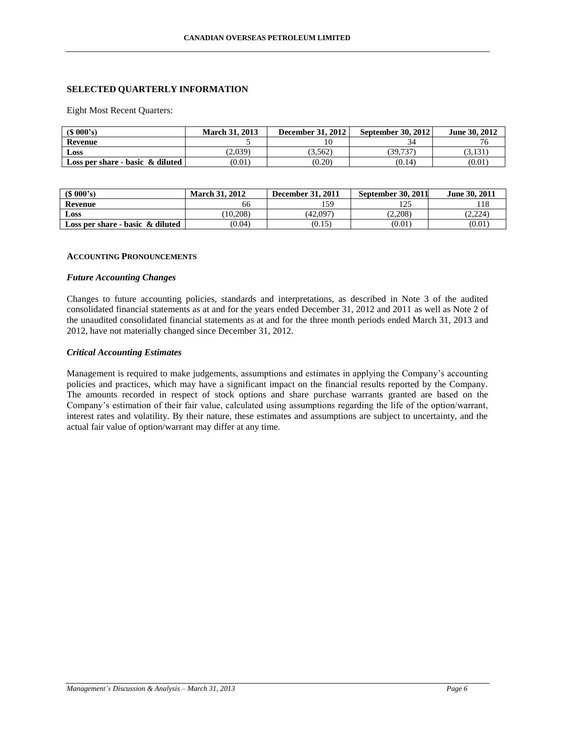## SELECTED QUARTERLY INFORMATION

Eight Most Recent Quarters:

| ($ 000's) | March 31, 2013 | December 31, 2012 | September 30, 2012 | June 30, 2012 |
|---|---|---|---|---|
| **Revenue** | 5 | 10 | 34 | 76 |
| **Loss** | (2,039) | (3,562) | (39,737) | (3,131) |
| **Loss per share - basic & diluted** | (0.01) | (0.20) | (0.14) | (0.01) |

| ($ 000's) | March 31, 2012 | December 31, 2011 | September 30, 2011 | June 30, 2011 |
|---|---|---|---|---|
| **Revenue** | 66 | 159 | 125 | 118 |
| **Loss** | (10,208) | (42,097) | (2,208) | (2,224) |
| **Loss per share - basic & diluted** | (0.04) | (0.15) | (0.01) | (0.01) |

### ACCOUNTING PRONOUNCEMENTS

#### *Future Accounting Changes*

Changes to future accounting policies, standards and interpretations, as described in Note 3 of the audited consolidated financial statements as at and for the years ended December 31, 2012 and 2011 as well as Note 2 of the unaudited consolidated financial statements as at and for the three month periods ended March 31, 2013 and 2012, have not materially changed since December 31, 2012.

#### *Critical Accounting Estimates*

Management is required to make judgements, assumptions and estimates in applying the Company's accounting policies and practices, which may have a significant impact on the financial results reported by the Company. The amounts recorded in respect of stock options and share purchase warrants granted are based on the Company's estimation of their fair value, calculated using assumptions regarding the life of the option/warrant, interest rates and volatility. By their nature, these estimates and assumptions are subject to uncertainty, and the actual fair value of option/warrant may differ at any time.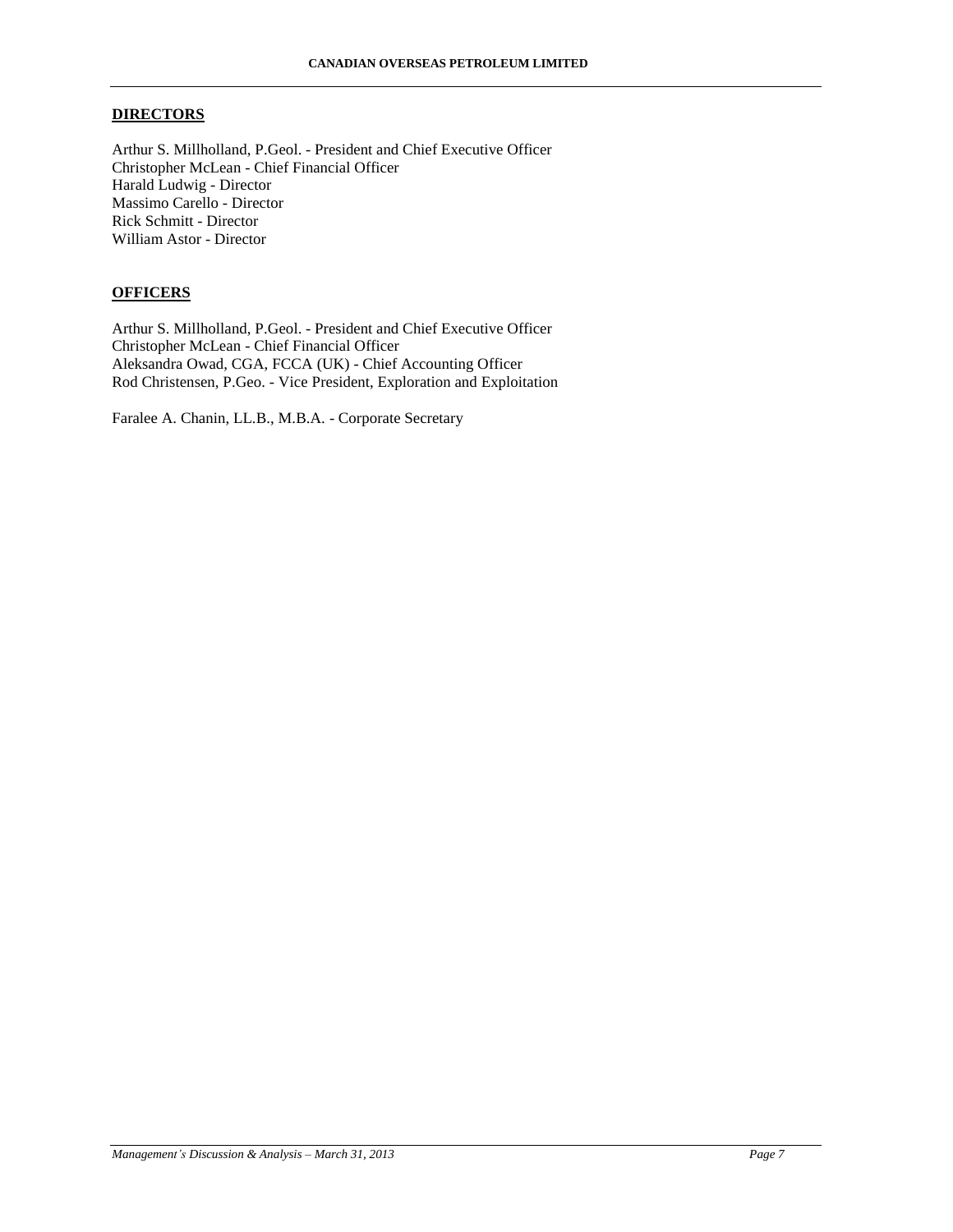## DIRECTORS

Arthur S. Millholland, P.Geol. - President and Chief Executive Officer
Christopher McLean - Chief Financial Officer
Harald Ludwig - Director
Massimo Carello - Director
Rick Schmitt - Director
William Astor - Director

## OFFICERS

Arthur S. Millholland, P.Geol. - President and Chief Executive Officer
Christopher McLean - Chief Financial Officer
Aleksandra Owad, CGA, FCCA (UK) - Chief Accounting Officer
Rod Christensen, P.Geo. - Vice President, Exploration and Exploitation

Faralee A. Chanin, LL.B., M.B.A. - Corporate Secretary